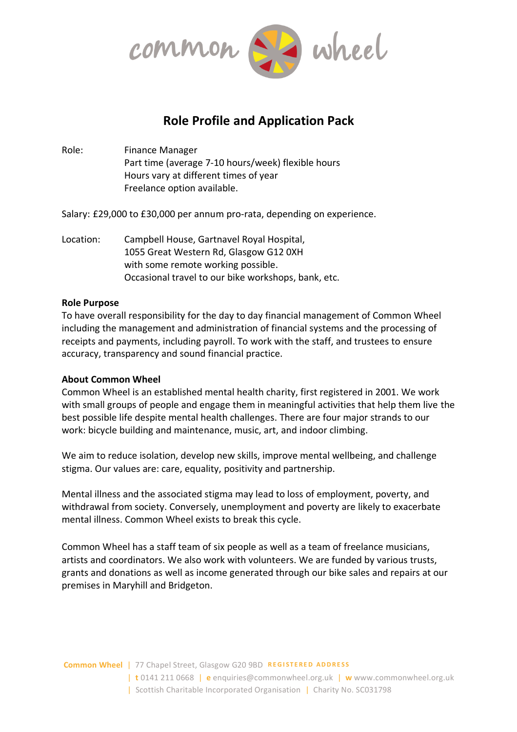# Role Profile and Application Pack

Role: Finance Manager
Part time (average 7-10 hours/week) flexible hours
Hours vary at different times of year
Freelance option available.

Salary: £29,000 to £30,000 per annum pro-rata, depending on experience.

Location: Campbell House, Gartnavel Royal Hospital,
1055 Great Western Rd, Glasgow G12 0XH
with some remote working possible.
Occasional travel to our bike workshops, bank, etc.

**Role Purpose**

To have overall responsibility for the day to day financial management of Common Wheel including the management and administration of financial systems and the processing of receipts and payments, including payroll. To work with the staff, and trustees to ensure accuracy, transparency and sound financial practice.

**About Common Wheel**

Common Wheel is an established mental health charity, first registered in 2001. We work with small groups of people and engage them in meaningful activities that help them live the best possible life despite mental health challenges. There are four major strands to our work: bicycle building and maintenance, music, art, and indoor climbing.

We aim to reduce isolation, develop new skills, improve mental wellbeing, and challenge stigma. Our values are: care, equality, positivity and partnership.

Mental illness and the associated stigma may lead to loss of employment, poverty, and withdrawal from society. Conversely, unemployment and poverty are likely to exacerbate mental illness. Common Wheel exists to break this cycle.

Common Wheel has a staff team of six people as well as a team of freelance musicians, artists and coordinators. We also work with volunteers. We are funded by various trusts, grants and donations as well as income generated through our bike sales and repairs at our premises in Maryhill and Bridgeton.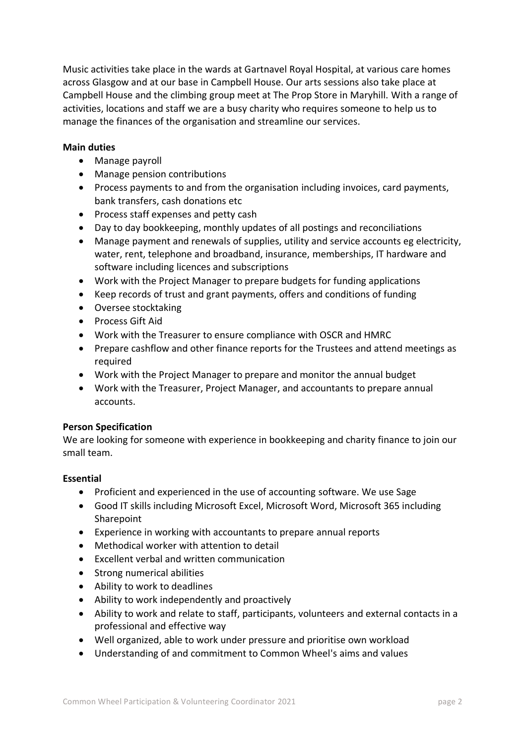Music activities take place in the wards at Gartnavel Royal Hospital, at various care homes across Glasgow and at our base in Campbell House. Our arts sessions also take place at Campbell House and the climbing group meet at The Prop Store in Maryhill. With a range of activities, locations and staff we are a busy charity who requires someone to help us to manage the finances of the organisation and streamline our services.

**Main duties**

- Manage payroll
- Manage pension contributions
- Process payments to and from the organisation including invoices, card payments, bank transfers, cash donations etc
- Process staff expenses and petty cash
- Day to day bookkeeping, monthly updates of all postings and reconciliations
- Manage payment and renewals of supplies, utility and service accounts eg electricity, water, rent, telephone and broadband, insurance, memberships, IT hardware and software including licences and subscriptions
- Work with the Project Manager to prepare budgets for funding applications
- Keep records of trust and grant payments, offers and conditions of funding
- Oversee stocktaking
- Process Gift Aid
- Work with the Treasurer to ensure compliance with OSCR and HMRC
- Prepare cashflow and other finance reports for the Trustees and attend meetings as required
- Work with the Project Manager to prepare and monitor the annual budget
- Work with the Treasurer, Project Manager, and accountants to prepare annual accounts.

**Person Specification**

We are looking for someone with experience in bookkeeping and charity finance to join our small team.

**Essential**

- Proficient and experienced in the use of accounting software. We use Sage
- Good IT skills including Microsoft Excel, Microsoft Word, Microsoft 365 including Sharepoint
- Experience in working with accountants to prepare annual reports
- Methodical worker with attention to detail
- Excellent verbal and written communication
- Strong numerical abilities
- Ability to work to deadlines
- Ability to work independently and proactively
- Ability to work and relate to staff, participants, volunteers and external contacts in a professional and effective way
- Well organized, able to work under pressure and prioritise own workload
- Understanding of and commitment to Common Wheel's aims and values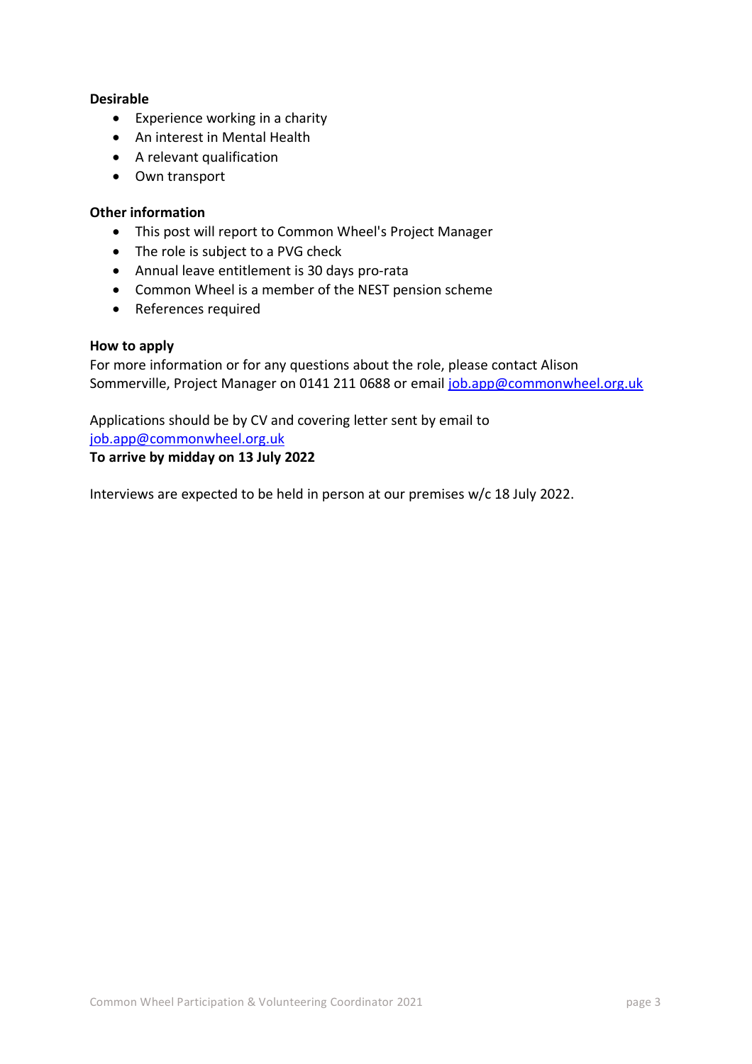**Desirable**

- Experience working in a charity
- An interest in Mental Health
- A relevant qualification
- Own transport

**Other information**

- This post will report to Common Wheel's Project Manager
- The role is subject to a PVG check
- Annual leave entitlement is 30 days pro-rata
- Common Wheel is a member of the NEST pension scheme
- References required

**How to apply**

For more information or for any questions about the role, please contact Alison Sommerville, Project Manager on 0141 211 0688 or email job.app@commonwheel.org.uk

Applications should be by CV and covering letter sent by email to job.app@commonwheel.org.uk
**To arrive by midday on 13 July 2022**

Interviews are expected to be held in person at our premises w/c 18 July 2022.